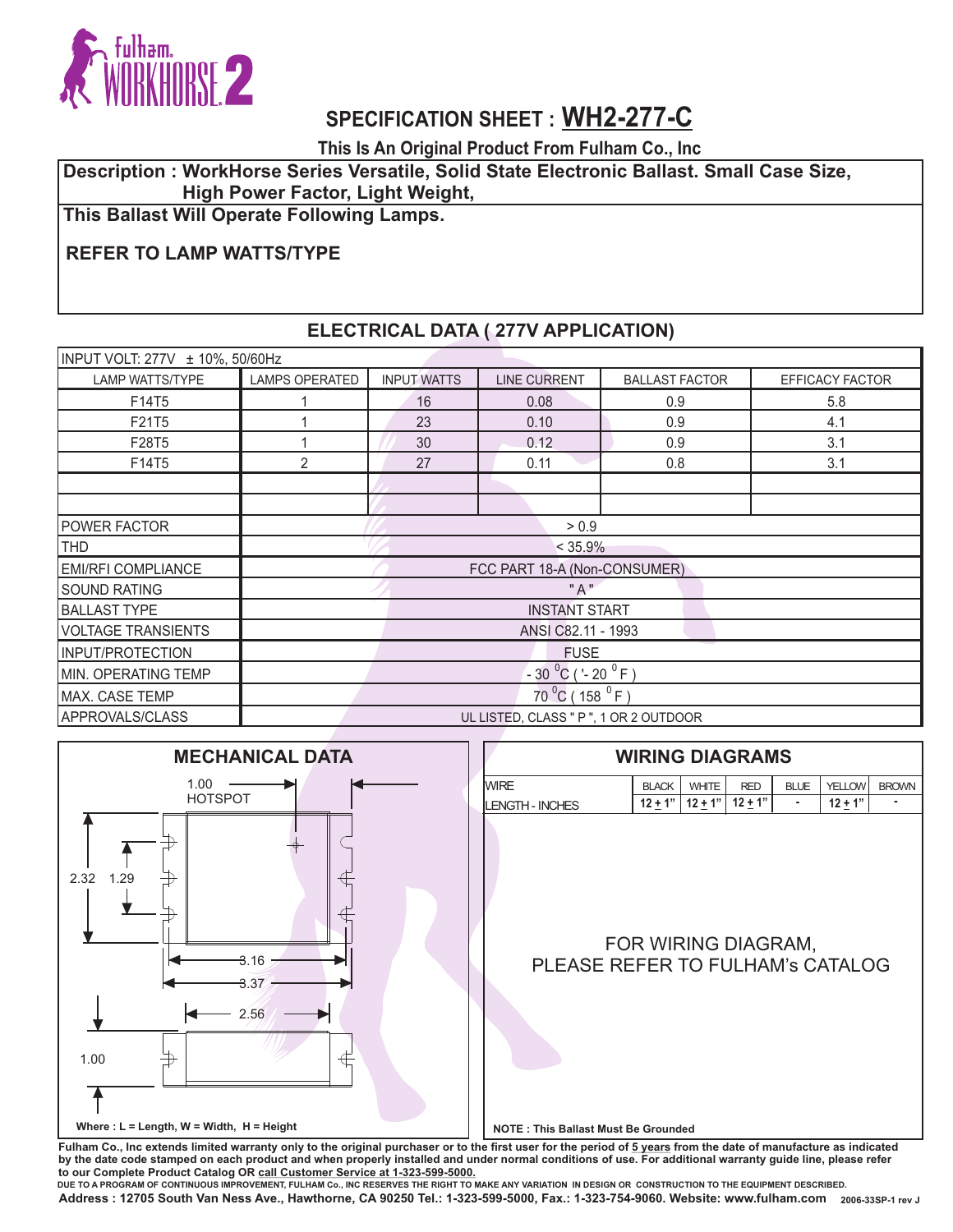# SPECIFICATION SHEET : WH2-277-C

**This Is An Original Product From Fulham Co., Inc**

**Description : WorkHorse Series Versatile, Solid State Electronic Ballast. Small Case Size, High Power Factor, Light Weight,**

**This Ballast Will Operate Following Lamps.**

**REFER TO LAMP WATTS/TYPE**

## ELECTRICAL DATA ( 277V APPLICATION)

| INPUT VOLT: 277V ± 10%, 50/60Hz | | | | | |
|---|---|---|---|---|---|
| LAMP WATTS/TYPE | LAMPS OPERATED | INPUT WATTS | LINE CURRENT | BALLAST FACTOR | EFFICACY FACTOR |
| F14T5 | 1 | 16 | 0.08 | 0.9 | 5.8 |
| F21T5 | 1 | 23 | 0.10 | 0.9 | 4.1 |
| F28T5 | 1 | 30 | 0.12 | 0.9 | 3.1 |
| F14T5 | 2 | 27 | 0.11 | 0.8 | 3.1 |
| | | | | | |
| | | | | | |
| POWER FACTOR | > 0.9 | | | | |
| THD | < 35.9% | | | | |
| EMI/RFI COMPLIANCE | FCC PART 18-A (Non-CONSUMER) | | | | |
| SOUND RATING | " A " | | | | |
| BALLAST TYPE | INSTANT START | | | | |
| VOLTAGE TRANSIENTS | ANSI C82.11 - 1993 | | | | |
| INPUT/PROTECTION | FUSE | | | | |
| MIN. OPERATING TEMP | - 30 °C ( '- 20 °F ) | | | | |
| MAX. CASE TEMP | 70 °C ( 158 °F ) | | | | |
| APPROVALS/CLASS | UL LISTED, CLASS " P ", 1 OR 2 OUTDOOR | | | | |

## MECHANICAL DATA

1.00 HOTSPOT

2.32 1.29

3.16

3.37

2.56

1.00

Where : L = Length, W = Width, H = Height

## WIRING DIAGRAMS

| WIRE | BLACK | WHITE | RED | BLUE | YELLOW | BROWN |
|---|---|---|---|---|---|---|
| LENGTH - INCHES | 12 ± 1" | 12 ± 1" | 12 ± 1" | - | 12 ± 1" | - |

FOR WIRING DIAGRAM, PLEASE REFER TO FULHAM's CATALOG

**NOTE : This Ballast Must Be Grounded**

**Fulham Co., Inc extends limited warranty only to the original purchaser or to the first user for the period of 5 years from the date of manufacture as indicated by the date code stamped on each product and when properly installed and under normal conditions of use. For additional warranty guide line, please refer to our Complete Product Catalog OR call Customer Service at 1-323-599-5000.**

DUE TO A PROGRAM OF CONTINUOUS IMPROVEMENT, FULHAM Co., INC RESERVES THE RIGHT TO MAKE ANY VARIATION IN DESIGN OR CONSTRUCTION TO THE EQUIPMENT DESCRIBED.

**Address : 12705 South Van Ness Ave., Hawthorne, CA 90250 Tel.: 1-323-599-5000, Fax.: 1-323-754-9060. Website: www.fulham.com** 2006-33SP-1 rev J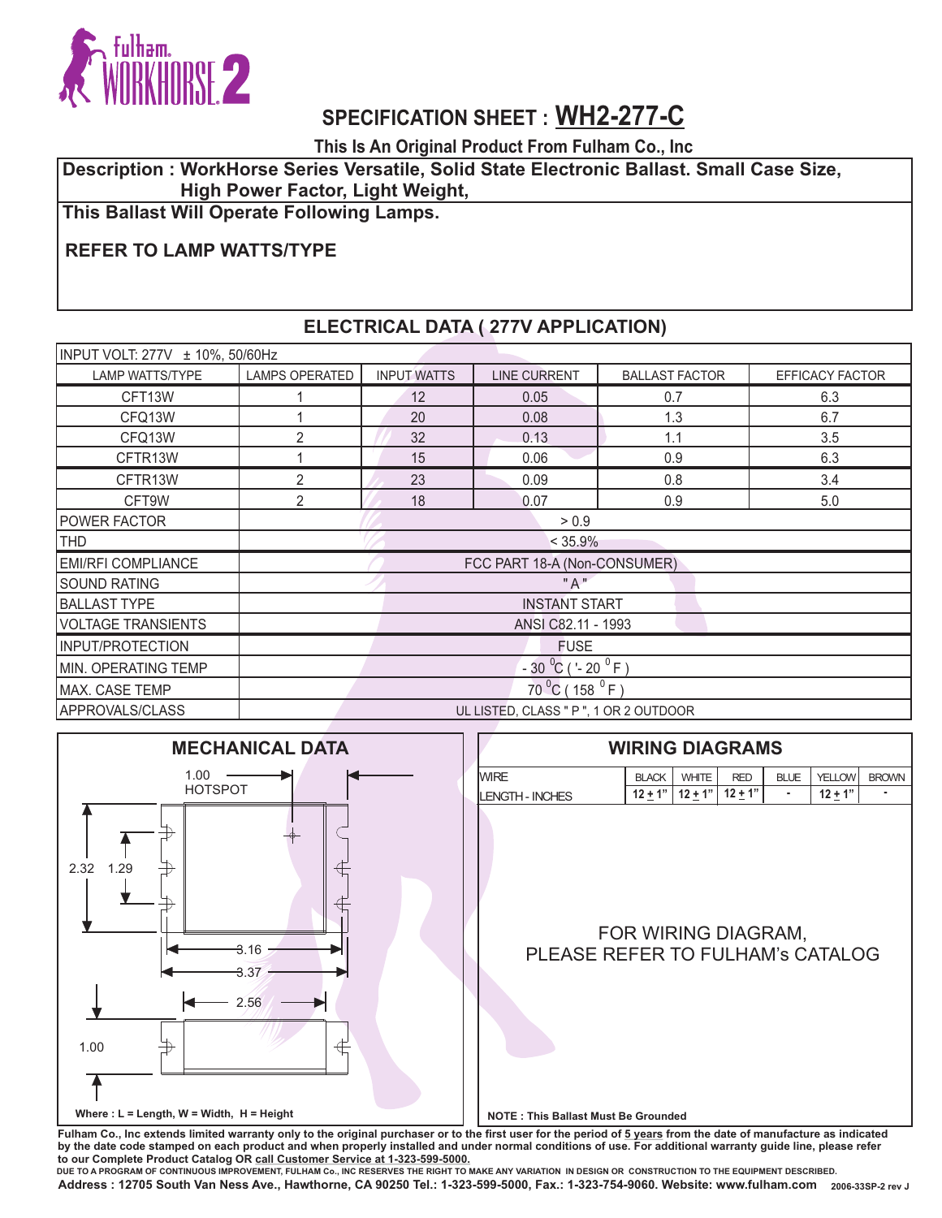# SPECIFICATION SHEET : WH2-277-C

**This Is An Original Product From Fulham Co., Inc**

**Description : WorkHorse Series Versatile, Solid State Electronic Ballast. Small Case Size, High Power Factor, Light Weight,**

**This Ballast Will Operate Following Lamps.**

**REFER TO LAMP WATTS/TYPE**

## ELECTRICAL DATA ( 277V APPLICATION)

INPUT VOLT: 277V ± 10%, 50/60Hz

| LAMP WATTS/TYPE | LAMPS OPERATED | INPUT WATTS | LINE CURRENT | BALLAST FACTOR | EFFICACY FACTOR |
|---|---|---|---|---|---|
| CFT13W | 1 | 12 | 0.05 | 0.7 | 6.3 |
| CFQ13W | 1 | 20 | 0.08 | 1.3 | 6.7 |
| CFQ13W | 2 | 32 | 0.13 | 1.1 | 3.5 |
| CFTR13W | 1 | 15 | 0.06 | 0.9 | 6.3 |
| CFTR13W | 2 | 23 | 0.09 | 0.8 | 3.4 |
| CFT9W | 2 | 18 | 0.07 | 0.9 | 5.0 |

| | |
|---|---|
| POWER FACTOR | > 0.9 |
| THD | < 35.9% |
| EMI/RFI COMPLIANCE | FCC PART 18-A (Non-CONSUMER) |
| SOUND RATING | " A " |
| BALLAST TYPE | INSTANT START |
| VOLTAGE TRANSIENTS | ANSI C82.11 - 1993 |
| INPUT/PROTECTION | FUSE |
| MIN. OPERATING TEMP | - 30 °C ( - 20 °F ) |
| MAX. CASE TEMP | 70 °C ( 158 °F ) |
| APPROVALS/CLASS | UL LISTED, CLASS " P ", 1 OR 2 OUTDOOR |

## MECHANICAL DATA

1.00 HOTSPOT

Dimensions: 2.32, 1.29, 3.16, 3.37, 2.56, 1.00

Where : L = Length, W = Width, H = Height

## WIRING DIAGRAMS

| WIRE | BLACK | WHITE | RED | BLUE | YELLOW | BROWN |
|---|---|---|---|---|---|---|
| LENGTH - INCHES | 12 ± 1" | 12 ± 1" | 12 ± 1" | - | 12 ± 1" | - |

FOR WIRING DIAGRAM, PLEASE REFER TO FULHAM's CATALOG

**NOTE : This Ballast Must Be Grounded**

**Fulham Co., Inc extends limited warranty only to the original purchaser or to the first user for the period of 5 years from the date of manufacture as indicated by the date code stamped on each product and when properly installed and under normal conditions of use. For additional warranty guide line, please refer to our Complete Product Catalog OR call Customer Service at 1-323-599-5000.**

DUE TO A PROGRAM OF CONTINUOUS IMPROVEMENT, FULHAM Co., INC RESERVES THE RIGHT TO MAKE ANY VARIATION IN DESIGN OR CONSTRUCTION TO THE EQUIPMENT DESCRIBED.

**Address : 12705 South Van Ness Ave., Hawthorne, CA 90250 Tel.: 1-323-599-5000, Fax.: 1-323-754-9060. Website: www.fulham.com** 2006-33SP-2 rev J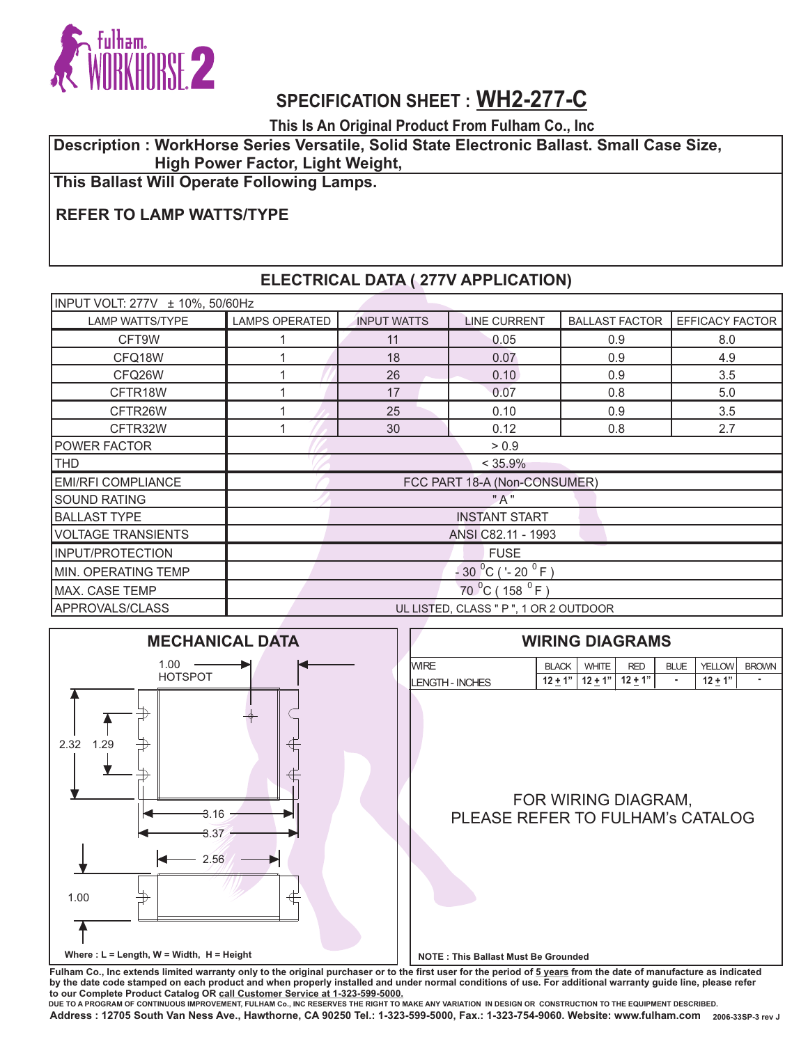# SPECIFICATION SHEET : WH2-277-C

**This Is An Original Product From Fulham Co., Inc**

**Description : WorkHorse Series Versatile, Solid State Electronic Ballast. Small Case Size, High Power Factor, Light Weight,**

**This Ballast Will Operate Following Lamps.**

**REFER TO LAMP WATTS/TYPE**

## ELECTRICAL DATA ( 277V APPLICATION)

| INPUT VOLT: 277V ± 10%, 50/60Hz | | | | | |
|---|---|---|---|---|---|
| LAMP WATTS/TYPE | LAMPS OPERATED | INPUT WATTS | LINE CURRENT | BALLAST FACTOR | EFFICACY FACTOR |
| CFT9W | 1 | 11 | 0.05 | 0.9 | 8.0 |
| CFQ18W | 1 | 18 | 0.07 | 0.9 | 4.9 |
| CFQ26W | 1 | 26 | 0.10 | 0.9 | 3.5 |
| CFTR18W | 1 | 17 | 0.07 | 0.8 | 5.0 |
| CFTR26W | 1 | 25 | 0.10 | 0.9 | 3.5 |
| CFTR32W | 1 | 30 | 0.12 | 0.8 | 2.7 |
| POWER FACTOR | > 0.9 | | | | |
| THD | < 35.9% | | | | |
| EMI/RFI COMPLIANCE | FCC PART 18-A (Non-CONSUMER) | | | | |
| SOUND RATING | " A " | | | | |
| BALLAST TYPE | INSTANT START | | | | |
| VOLTAGE TRANSIENTS | ANSI C82.11 - 1993 | | | | |
| INPUT/PROTECTION | FUSE | | | | |
| MIN. OPERATING TEMP | - 30 °C ( '- 20 °F ) | | | | |
| MAX. CASE TEMP | 70 °C ( 158 °F ) | | | | |
| APPROVALS/CLASS | UL LISTED, CLASS " P ", 1 OR 2 OUTDOOR | | | | |

## MECHANICAL DATA

1.00 HOTSPOT

2.32 1.29

3.16

3.37

2.56

1.00

Where : L = Length, W = Width, H = Height

## WIRING DIAGRAMS

| WIRE | BLACK | WHITE | RED | BLUE | YELLOW | BROWN |
|---|---|---|---|---|---|---|
| LENGTH - INCHES | 12 ± 1" | 12 ± 1" | 12 ± 1" | - | 12 ± 1" | - |

FOR WIRING DIAGRAM, PLEASE REFER TO FULHAM's CATALOG

**NOTE : This Ballast Must Be Grounded**

**Fulham Co., Inc extends limited warranty only to the original purchaser or to the first user for the period of 5 years from the date of manufacture as indicated by the date code stamped on each product and when properly installed and under normal conditions of use. For additional warranty guide line, please refer to our Complete Product Catalog OR call Customer Service at 1-323-599-5000.**

DUE TO A PROGRAM OF CONTINUOUS IMPROVEMENT, FULHAM Co., INC RESERVES THE RIGHT TO MAKE ANY VARIATION IN DESIGN OR CONSTRUCTION TO THE EQUIPMENT DESCRIBED.

**Address : 12705 South Van Ness Ave., Hawthorne, CA 90250 Tel.: 1-323-599-5000, Fax.: 1-323-754-9060. Website: www.fulham.com** 2006-33SP-3 rev J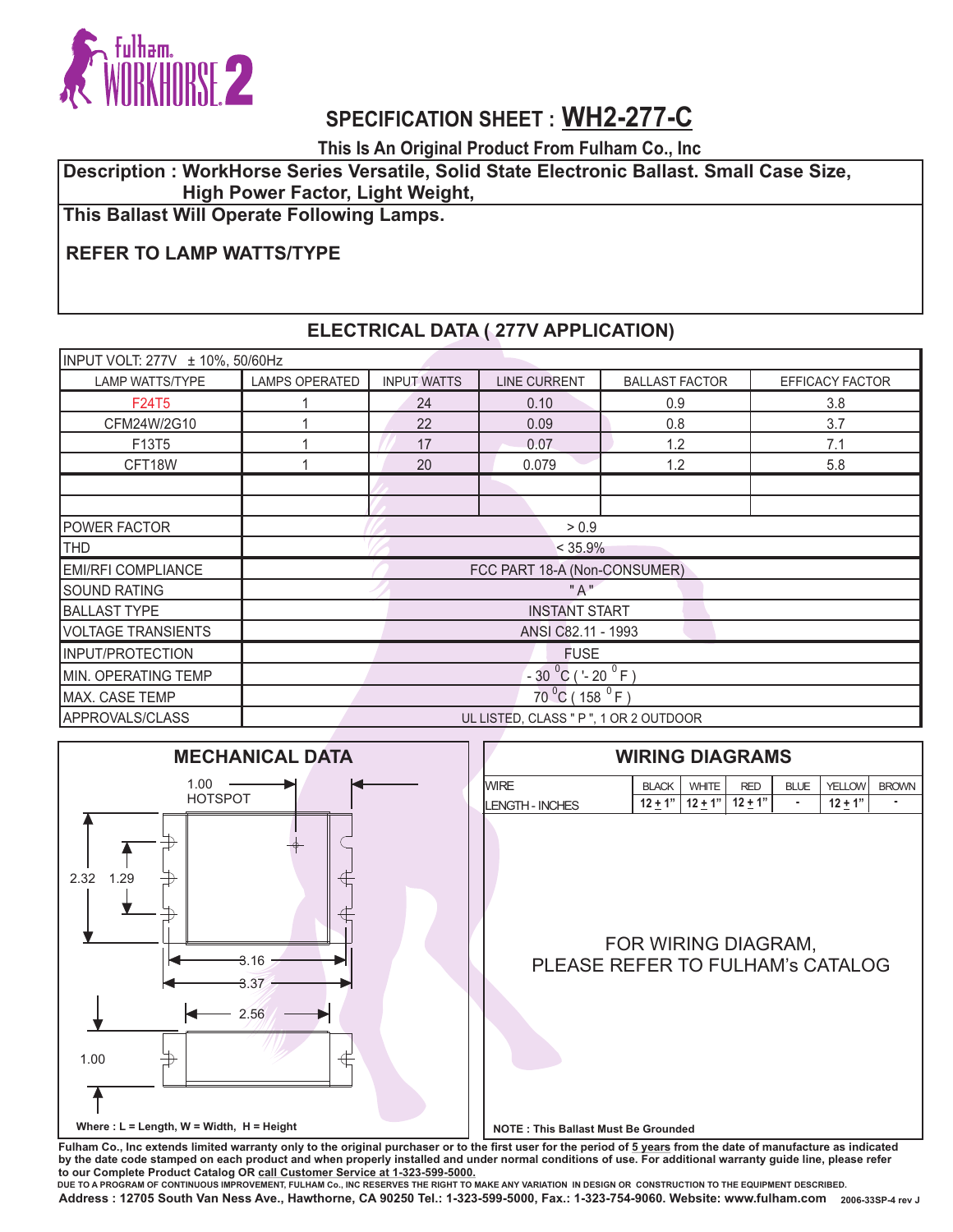# SPECIFICATION SHEET : WH2-277-C

**This Is An Original Product From Fulham Co., Inc**

**Description : WorkHorse Series Versatile, Solid State Electronic Ballast. Small Case Size, High Power Factor, Light Weight,**

**This Ballast Will Operate Following Lamps.**

**REFER TO LAMP WATTS/TYPE**

## ELECTRICAL DATA ( 277V APPLICATION)

| INPUT VOLT: 277V ± 10%, 50/60Hz | | | | | |
|---|---|---|---|---|---|
| LAMP WATTS/TYPE | LAMPS OPERATED | INPUT WATTS | LINE CURRENT | BALLAST FACTOR | EFFICACY FACTOR |
| F24T5 | 1 | 24 | 0.10 | 0.9 | 3.8 |
| CFM24W/2G10 | 1 | 22 | 0.09 | 0.8 | 3.7 |
| F13T5 | 1 | 17 | 0.07 | 1.2 | 7.1 |
| CFT18W | 1 | 20 | 0.079 | 1.2 | 5.8 |
| | | | | | |
| | | | | | |
| POWER FACTOR | > 0.9 | | | | |
| THD | < 35.9% | | | | |
| EMI/RFI COMPLIANCE | FCC PART 18-A (Non-CONSUMER) | | | | |
| SOUND RATING | " A " | | | | |
| BALLAST TYPE | INSTANT START | | | | |
| VOLTAGE TRANSIENTS | ANSI C82.11 - 1993 | | | | |
| INPUT/PROTECTION | FUSE | | | | |
| MIN. OPERATING TEMP | - 30 $^0$C ( '- 20 $^0$F ) | | | | |
| MAX. CASE TEMP | 70 $^0$C ( 158 $^0$F ) | | | | |
| APPROVALS/CLASS | UL LISTED, CLASS " P ", 1 OR 2 OUTDOOR | | | | |

## MECHANICAL DATA

1.00 HOTSPOT

2.32 1.29

3.16

3.37

2.56

1.00

**Where : L = Length, W = Width, H = Height**

## WIRING DIAGRAMS

| WIRE | BLACK | WHITE | RED | BLUE | YELLOW | BROWN |
|---|---|---|---|---|---|---|
| LENGTH - INCHES | 12 ± 1" | 12 ± 1" | 12 ± 1" | - | 12 ± 1" | - |

FOR WIRING DIAGRAM, PLEASE REFER TO FULHAM's CATALOG

**NOTE : This Ballast Must Be Grounded**

**Fulham Co., Inc extends limited warranty only to the original purchaser or to the first user for the period of 5 years from the date of manufacture as indicated by the date code stamped on each product and when properly installed and under normal conditions of use. For additional warranty guide line, please refer to our Complete Product Catalog OR call Customer Service at 1-323-599-5000.**

**DUE TO A PROGRAM OF CONTINUOUS IMPROVEMENT, FULHAM Co., INC RESERVES THE RIGHT TO MAKE ANY VARIATION IN DESIGN OR CONSTRUCTION TO THE EQUIPMENT DESCRIBED.**

**Address : 12705 South Van Ness Ave., Hawthorne, CA 90250 Tel.: 1-323-599-5000, Fax.: 1-323-754-9060. Website: www.fulham.com** 2006-33SP-4 rev J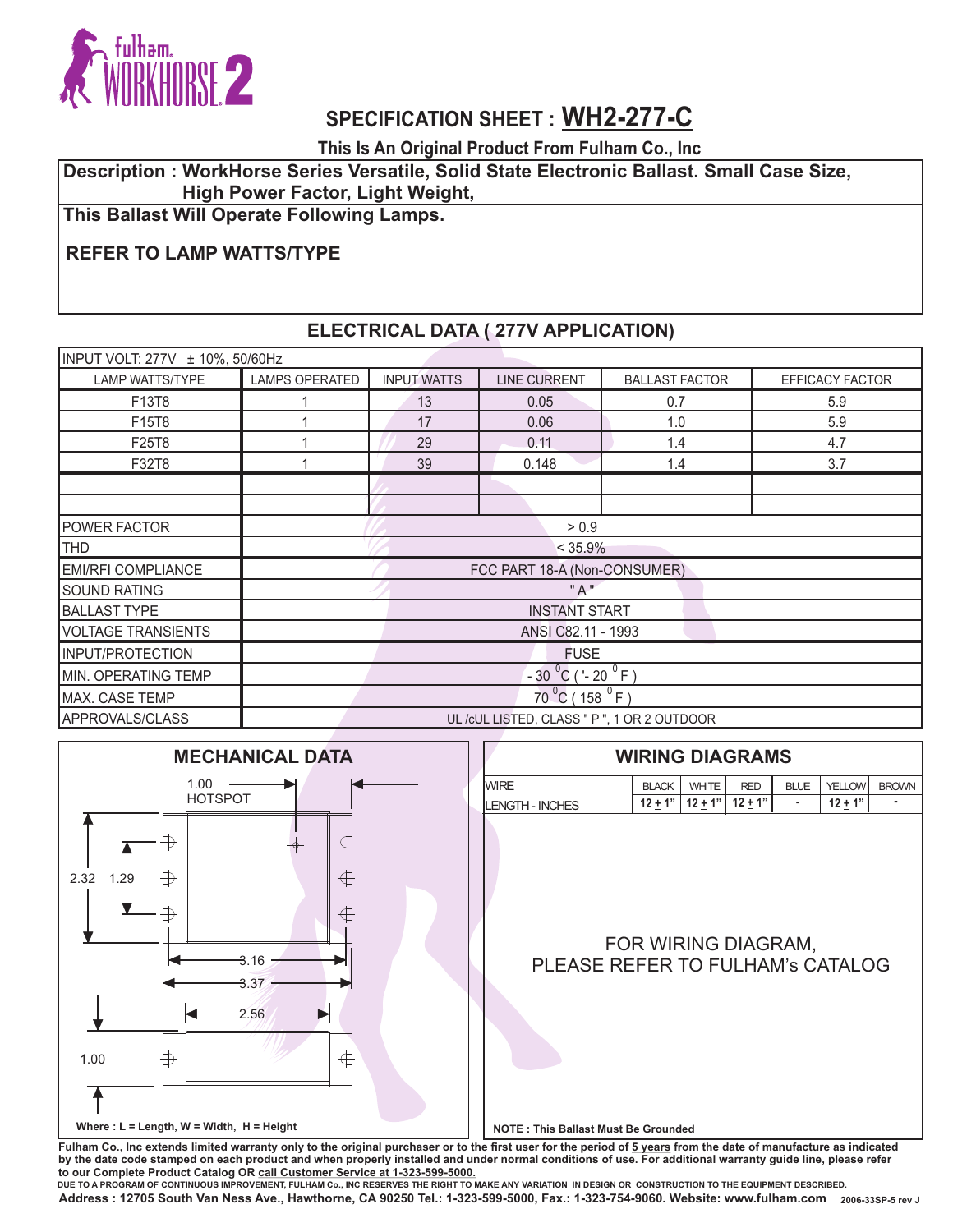# SPECIFICATION SHEET : WH2-277-C

**This Is An Original Product From Fulham Co., Inc**

**Description : WorkHorse Series Versatile, Solid State Electronic Ballast. Small Case Size, High Power Factor, Light Weight,**

**This Ballast Will Operate Following Lamps.**

**REFER TO LAMP WATTS/TYPE**

## ELECTRICAL DATA ( 277V APPLICATION)

INPUT VOLT: 277V ± 10%, 50/60Hz

| LAMP WATTS/TYPE | LAMPS OPERATED | INPUT WATTS | LINE CURRENT | BALLAST FACTOR | EFFICACY FACTOR |
|---|---|---|---|---|---|
| F13T8 | 1 | 13 | 0.05 | 0.7 | 5.9 |
| F15T8 | 1 | 17 | 0.06 | 1.0 | 5.9 |
| F25T8 | 1 | 29 | 0.11 | 1.4 | 4.7 |
| F32T8 | 1 | 39 | 0.148 | 1.4 | 3.7 |
| | | | | | |
| | | | | | |

| | |
|---|---|
| POWER FACTOR | > 0.9 |
| THD | < 35.9% |
| EMI/RFI COMPLIANCE | FCC PART 18-A (Non-CONSUMER) |
| SOUND RATING | " A " |
| BALLAST TYPE | INSTANT START |
| VOLTAGE TRANSIENTS | ANSI C82.11 - 1993 |
| INPUT/PROTECTION | FUSE |
| MIN. OPERATING TEMP | - 30 $^0$C ( '- 20 $^0$F ) |
| MAX. CASE TEMP | 70 $^0$C ( 158 $^0$F ) |
| APPROVALS/CLASS | UL /cUL LISTED, CLASS " P ", 1 OR 2 OUTDOOR |

## MECHANICAL DATA

1.00 HOTSPOT

2.32

1.29

3.16

3.37

2.56

1.00

Where : L = Length, W = Width, H = Height

## WIRING DIAGRAMS

| WIRE | BLACK | WHITE | RED | BLUE | YELLOW | BROWN |
|---|---|---|---|---|---|---|
| LENGTH - INCHES | 12 ± 1" | 12 ± 1" | 12 ± 1" | - | 12 ± 1" | - |

FOR WIRING DIAGRAM, PLEASE REFER TO FULHAM's CATALOG

**NOTE : This Ballast Must Be Grounded**

**Fulham Co., Inc extends limited warranty only to the original purchaser or to the first user for the period of 5 years from the date of manufacture as indicated by the date code stamped on each product and when properly installed and under normal conditions of use. For additional warranty guide line, please refer to our Complete Product Catalog OR call Customer Service at 1-323-599-5000.**

DUE TO A PROGRAM OF CONTINUOUS IMPROVEMENT, FULHAM Co., INC RESERVES THE RIGHT TO MAKE ANY VARIATION IN DESIGN OR CONSTRUCTION TO THE EQUIPMENT DESCRIBED.

**Address : 12705 South Van Ness Ave., Hawthorne, CA 90250 Tel.: 1-323-599-5000, Fax.: 1-323-754-9060. Website: www.fulham.com** 2006-33SP-5 rev J